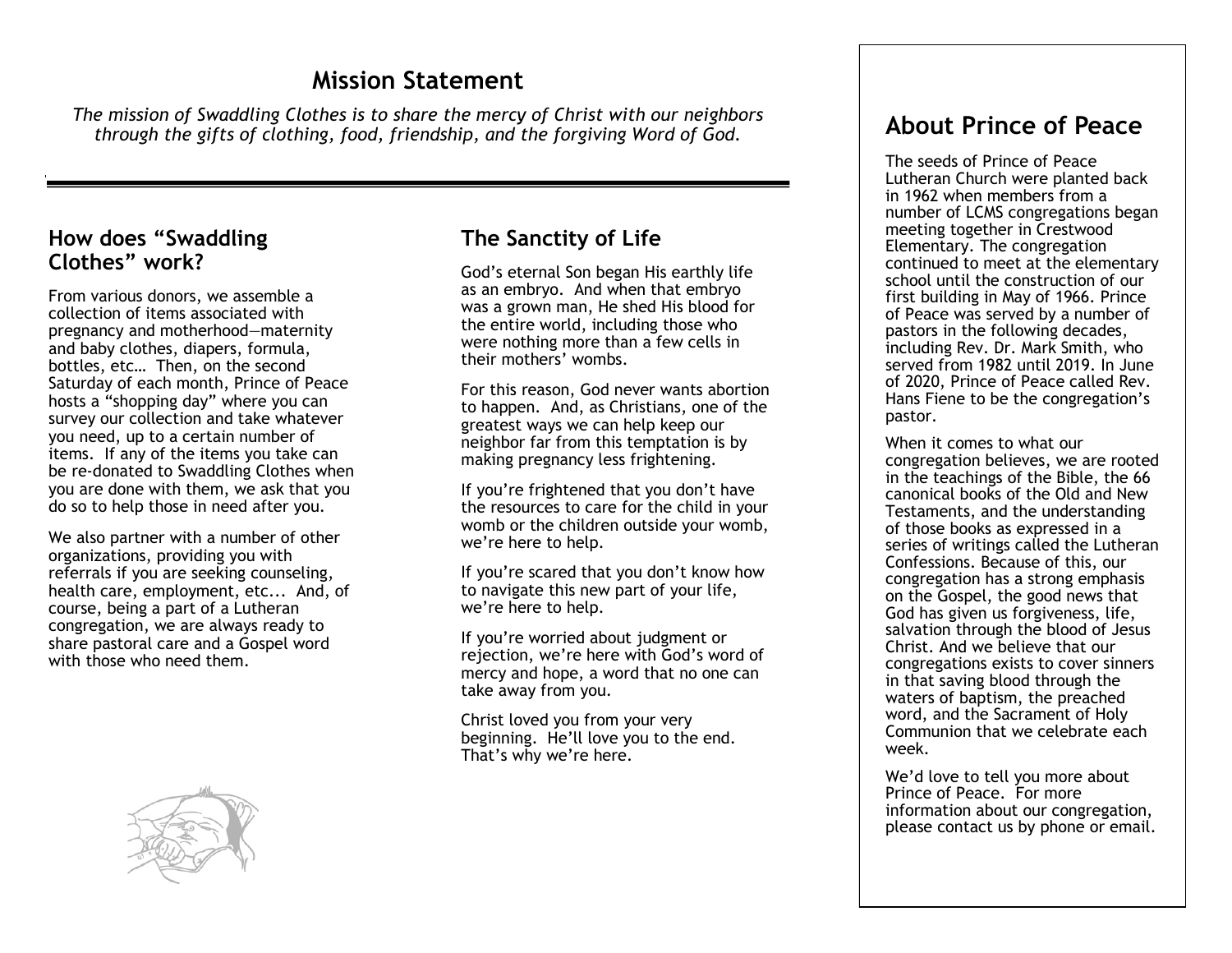# Mission Statement

*The mission of Swaddling Clothes is to share the mercy of Christ with our neighbors through the gifts of clothing, food, friendship, and the forgiving Word of God.*

## How does "Swaddling Clothes" work?

From various donors, we assemble a collection of items associated with pregnancy and motherhood—maternity and baby clothes, diapers, formula, bottles, etc… Then, on the second Saturday of each month, Prince of Peace hosts a "shopping day" where you can survey our collection and take whatever you need, up to a certain number of items. If any of the items you take can be re-donated to Swaddling Clothes when you are done with them, we ask that you do so to help those in need after you.

We also partner with a number of other organizations, providing you with referrals if you are seeking counseling, health care, employment, etc... And, of course, being a part of a Lutheran congregation, we are always ready to share pastoral care and a Gospel word with those who need them.

## The Sanctity of Life

God's eternal Son began His earthly life as an embryo. And when that embryo was a grown man, He shed His blood for the entire world, including those who were nothing more than a few cells in their mothers' wombs.

For this reason, God never wants abortion to happen. And, as Christians, one of the greatest ways we can help keep our neighbor far from this temptation is by making pregnancy less frightening.

If you're frightened that you don't have the resources to care for the child in your womb or the children outside your womb, we're here to help.

If you're scared that you don't know how to navigate this new part of your life, we're here to help.

If you're worried about judgment or rejection, we're here with God's word of mercy and hope, a word that no one can take away from you.

Christ loved you from your very beginning. He'll love you to the end. That's why we're here.

## About Prince of Peace

The seeds of Prince of Peace Lutheran Church were planted back in 1962 when members from a number of LCMS congregations began meeting together in Crestwood Elementary. The congregation continued to meet at the elementary school until the construction of our first building in May of 1966. Prince of Peace was served by a number of pastors in the following decades, including Rev. Dr. Mark Smith, who served from 1982 until 2019. In June of 2020, Prince of Peace called Rev. Hans Fiene to be the congregation's pastor.

When it comes to what our congregation believes, we are rooted in the teachings of the Bible, the 66 canonical books of the Old and New Testaments, and the understanding of those books as expressed in a series of writings called the Lutheran Confessions. Because of this, our congregation has a strong emphasis on the Gospel, the good news that God has given us forgiveness, life, salvation through the blood of Jesus Christ. And we believe that our congregations exists to cover sinners in that saving blood through the waters of baptism, the preached word, and the Sacrament of Holy Communion that we celebrate each week.

We'd love to tell you more about Prince of Peace. For more information about our congregation, please contact us by phone or email.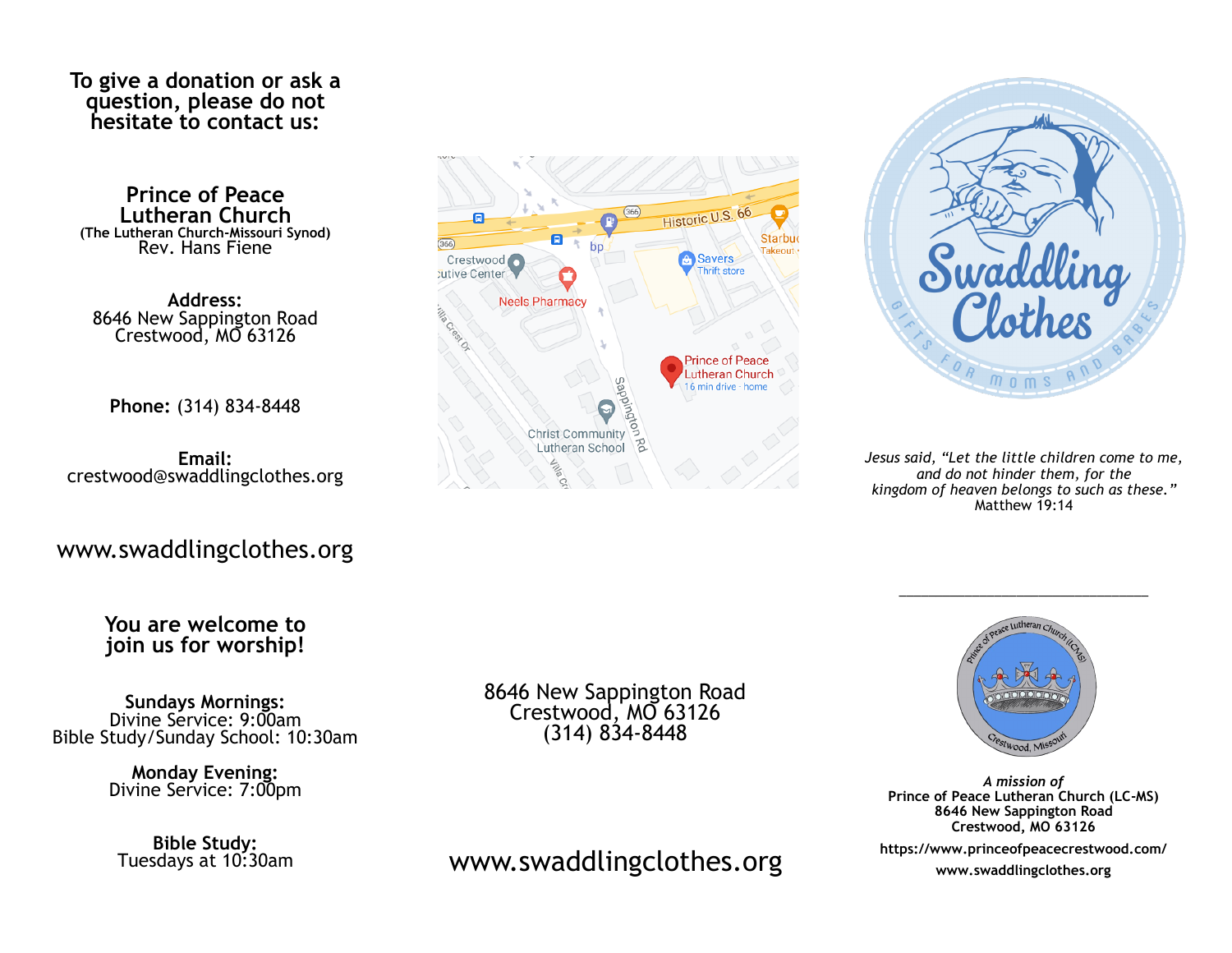**To give a donation or ask a question, please do not hesitate to contact us:**

**Prince of Peace Lutheran Church**
**(The Lutheran Church-Missouri Synod)**
Rev. Hans Fiene

**Address:**
8646 New Sappington Road
Crestwood, MO 63126

**Phone:** (314) 834-8448

**Email:**
crestwood@swaddlingclothes.org

www.swaddlingclothes.org

**You are welcome to join us for worship!**

**Sundays Mornings:**
Divine Service: 9:00am
Bible Study/Sunday School: 10:30am

**Monday Evening:**
Divine Service: 7:00pm

**Bible Study:**
Tuesdays at 10:30am

8646 New Sappington Road
Crestwood, MO 63126
(314) 834-8448

www.swaddlingclothes.org

Swaddling Clothes
GIFTS FOR MOMS AND BABES

*Jesus said, "Let the little children come to me, and do not hinder them, for the kingdom of heaven belongs to such as these."*
Matthew 19:14

*A mission of*
**Prince of Peace Lutheran Church (LC-MS)**
**8646 New Sappington Road**
**Crestwood, MO 63126**

**https://www.princeofpeacecrestwood.com/**

**www.swaddlingclothes.org**